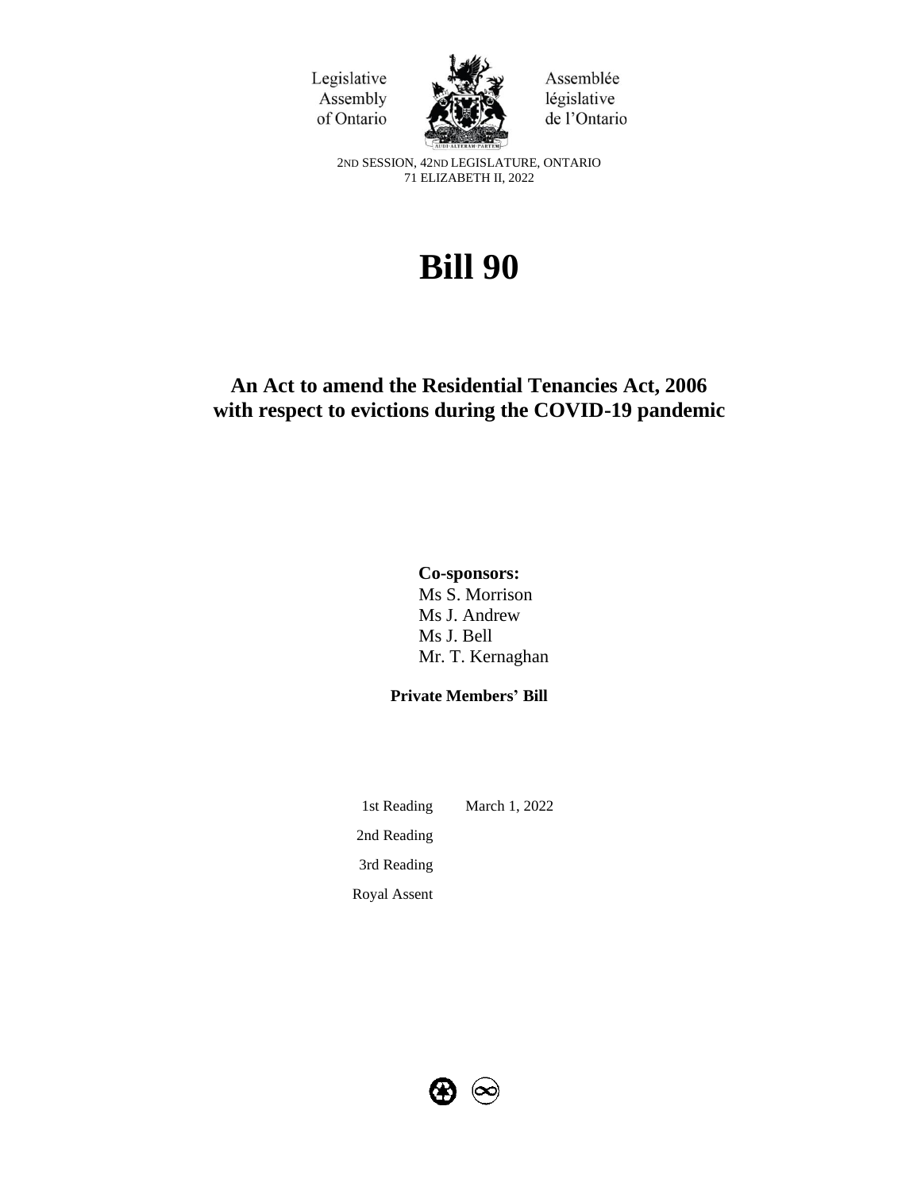Legislative Assembly of Ontario

Assemblée législative de l'Ontario

2ND SESSION, 42ND LEGISLATURE, ONTARIO
71 ELIZABETH II, 2022

# Bill 90

## An Act to amend the Residential Tenancies Act, 2006 with respect to evictions during the COVID-19 pandemic

**Co-sponsors:**
Ms S. Morrison
Ms J. Andrew
Ms J. Bell
Mr. T. Kernaghan

**Private Members' Bill**

| | |
|---|---|
| 1st Reading | March 1, 2022 |
| 2nd Reading | |
| 3rd Reading | |
| Royal Assent | |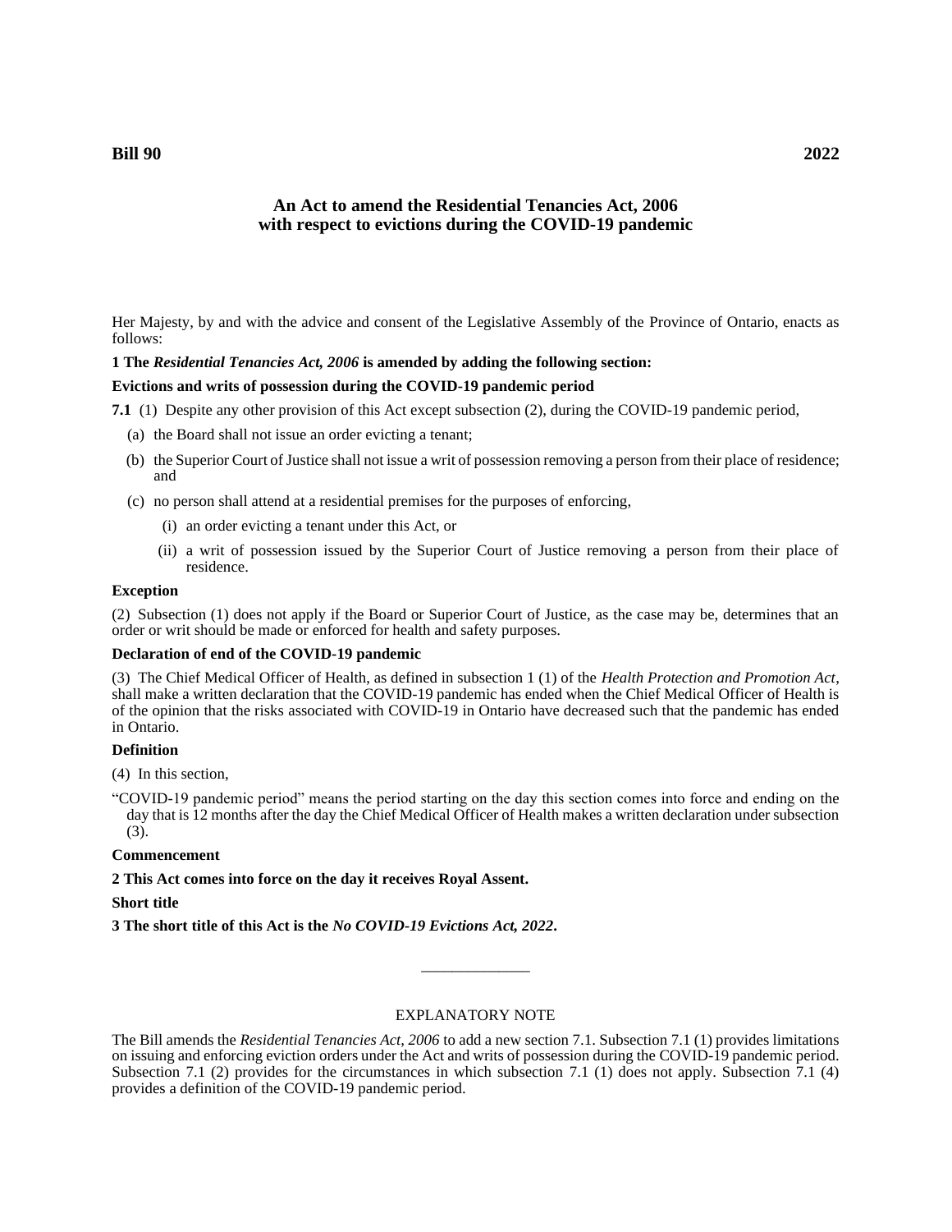**Bill 90** **2022**

## An Act to amend the Residential Tenancies Act, 2006 with respect to evictions during the COVID-19 pandemic

Her Majesty, by and with the advice and consent of the Legislative Assembly of the Province of Ontario, enacts as follows:

**1 The *Residential Tenancies Act, 2006* is amended by adding the following section:**

**Evictions and writs of possession during the COVID-19 pandemic period**

**7.1** (1) Despite any other provision of this Act except subsection (2), during the COVID-19 pandemic period,

(a) the Board shall not issue an order evicting a tenant;

(b) the Superior Court of Justice shall not issue a writ of possession removing a person from their place of residence; and

(c) no person shall attend at a residential premises for the purposes of enforcing,

(i) an order evicting a tenant under this Act, or

(ii) a writ of possession issued by the Superior Court of Justice removing a person from their place of residence.

**Exception**

(2) Subsection (1) does not apply if the Board or Superior Court of Justice, as the case may be, determines that an order or writ should be made or enforced for health and safety purposes.

**Declaration of end of the COVID-19 pandemic**

(3) The Chief Medical Officer of Health, as defined in subsection 1 (1) of the *Health Protection and Promotion Act*, shall make a written declaration that the COVID-19 pandemic has ended when the Chief Medical Officer of Health is of the opinion that the risks associated with COVID-19 in Ontario have decreased such that the pandemic has ended in Ontario.

**Definition**

(4) In this section,

"COVID-19 pandemic period" means the period starting on the day this section comes into force and ending on the day that is 12 months after the day the Chief Medical Officer of Health makes a written declaration under subsection (3).

**Commencement**

**2 This Act comes into force on the day it receives Royal Assent.**

**Short title**

**3 The short title of this Act is the *No COVID-19 Evictions Act, 2022*.**

---

EXPLANATORY NOTE

The Bill amends the *Residential Tenancies Act, 2006* to add a new section 7.1. Subsection 7.1 (1) provides limitations on issuing and enforcing eviction orders under the Act and writs of possession during the COVID-19 pandemic period. Subsection 7.1 (2) provides for the circumstances in which subsection 7.1 (1) does not apply. Subsection 7.1 (4) provides a definition of the COVID-19 pandemic period.